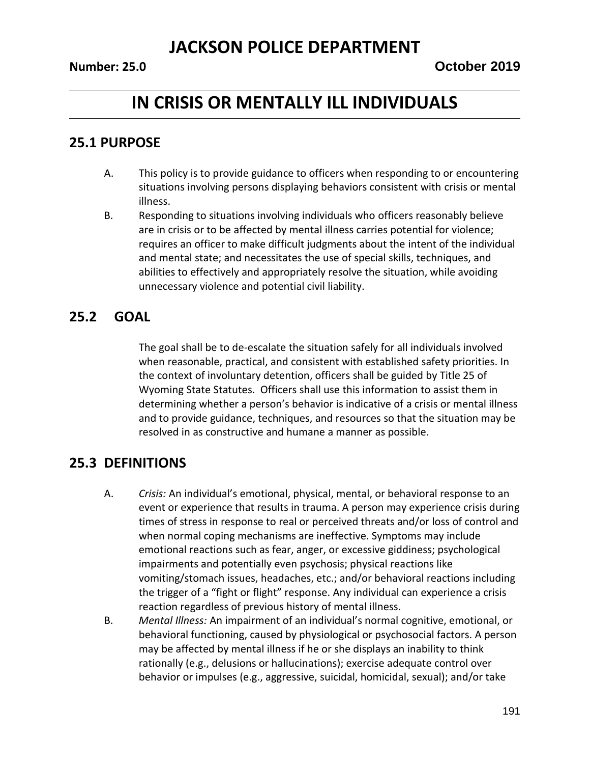# JACKSON POLICE DEPARTMENT

**Number: 25.0** **October 2019**

# IN CRISIS OR MENTALLY ILL INDIVIDUALS

## 25.1 PURPOSE

A. This policy is to provide guidance to officers when responding to or encountering situations involving persons displaying behaviors consistent with crisis or mental illness.

B. Responding to situations involving individuals who officers reasonably believe are in crisis or to be affected by mental illness carries potential for violence; requires an officer to make difficult judgments about the intent of the individual and mental state; and necessitates the use of special skills, techniques, and abilities to effectively and appropriately resolve the situation, while avoiding unnecessary violence and potential civil liability.

## 25.2 GOAL

The goal shall be to de-escalate the situation safely for all individuals involved when reasonable, practical, and consistent with established safety priorities. In the context of involuntary detention, officers shall be guided by Title 25 of Wyoming State Statutes. Officers shall use this information to assist them in determining whether a person's behavior is indicative of a crisis or mental illness and to provide guidance, techniques, and resources so that the situation may be resolved in as constructive and humane a manner as possible.

## 25.3 DEFINITIONS

A. *Crisis:* An individual's emotional, physical, mental, or behavioral response to an event or experience that results in trauma. A person may experience crisis during times of stress in response to real or perceived threats and/or loss of control and when normal coping mechanisms are ineffective. Symptoms may include emotional reactions such as fear, anger, or excessive giddiness; psychological impairments and potentially even psychosis; physical reactions like vomiting/stomach issues, headaches, etc.; and/or behavioral reactions including the trigger of a "fight or flight" response. Any individual can experience a crisis reaction regardless of previous history of mental illness.

B. *Mental Illness:* An impairment of an individual's normal cognitive, emotional, or behavioral functioning, caused by physiological or psychosocial factors. A person may be affected by mental illness if he or she displays an inability to think rationally (e.g., delusions or hallucinations); exercise adequate control over behavior or impulses (e.g., aggressive, suicidal, homicidal, sexual); and/or take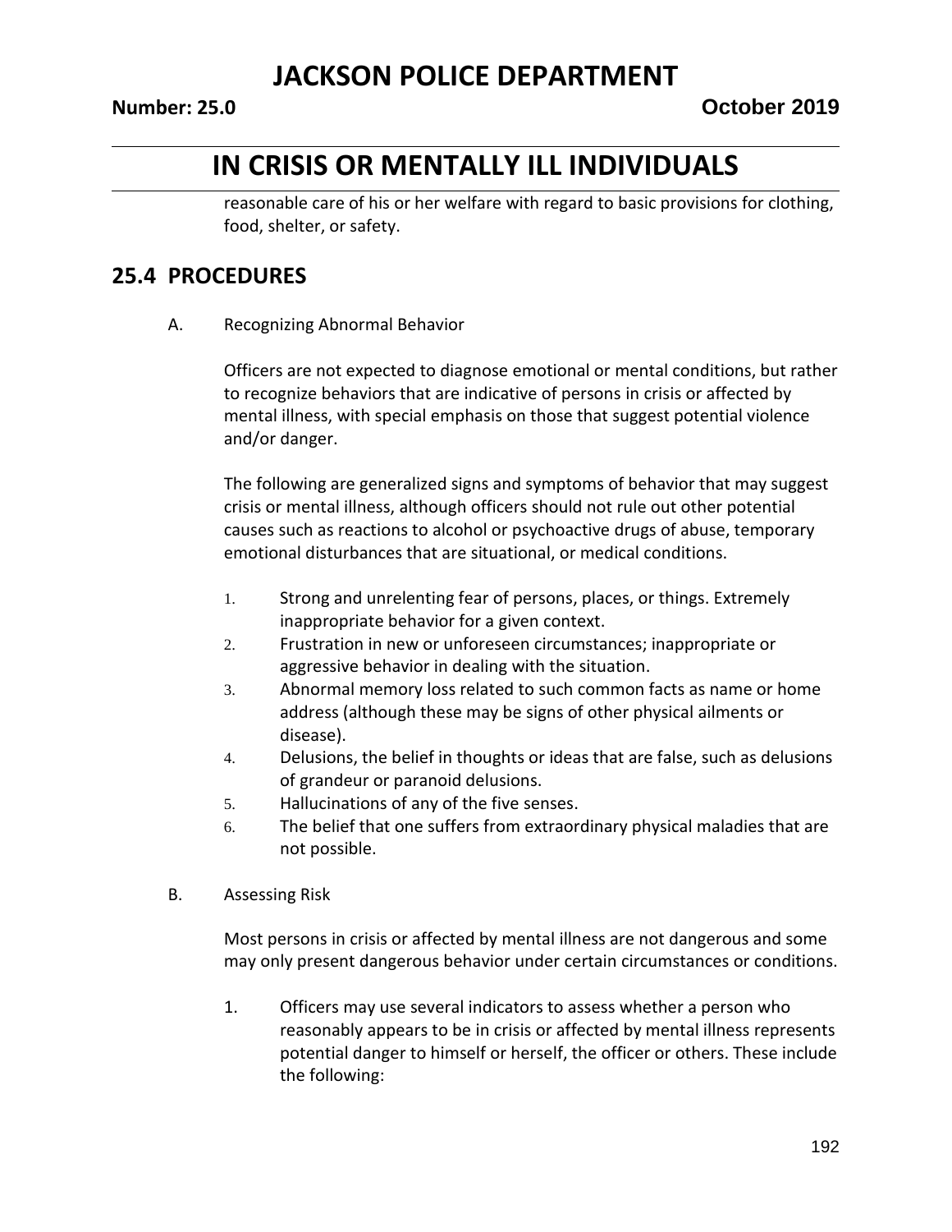reasonable care of his or her welfare with regard to basic provisions for clothing, food, shelter, or safety.

## 25.4 PROCEDURES

A. Recognizing Abnormal Behavior

Officers are not expected to diagnose emotional or mental conditions, but rather to recognize behaviors that are indicative of persons in crisis or affected by mental illness, with special emphasis on those that suggest potential violence and/or danger.

The following are generalized signs and symptoms of behavior that may suggest crisis or mental illness, although officers should not rule out other potential causes such as reactions to alcohol or psychoactive drugs of abuse, temporary emotional disturbances that are situational, or medical conditions.

1. Strong and unrelenting fear of persons, places, or things. Extremely inappropriate behavior for a given context.
2. Frustration in new or unforeseen circumstances; inappropriate or aggressive behavior in dealing with the situation.
3. Abnormal memory loss related to such common facts as name or home address (although these may be signs of other physical ailments or disease).
4. Delusions, the belief in thoughts or ideas that are false, such as delusions of grandeur or paranoid delusions.
5. Hallucinations of any of the five senses.
6. The belief that one suffers from extraordinary physical maladies that are not possible.

B. Assessing Risk

Most persons in crisis or affected by mental illness are not dangerous and some may only present dangerous behavior under certain circumstances or conditions.

1. Officers may use several indicators to assess whether a person who reasonably appears to be in crisis or affected by mental illness represents potential danger to himself or herself, the officer or others. These include the following: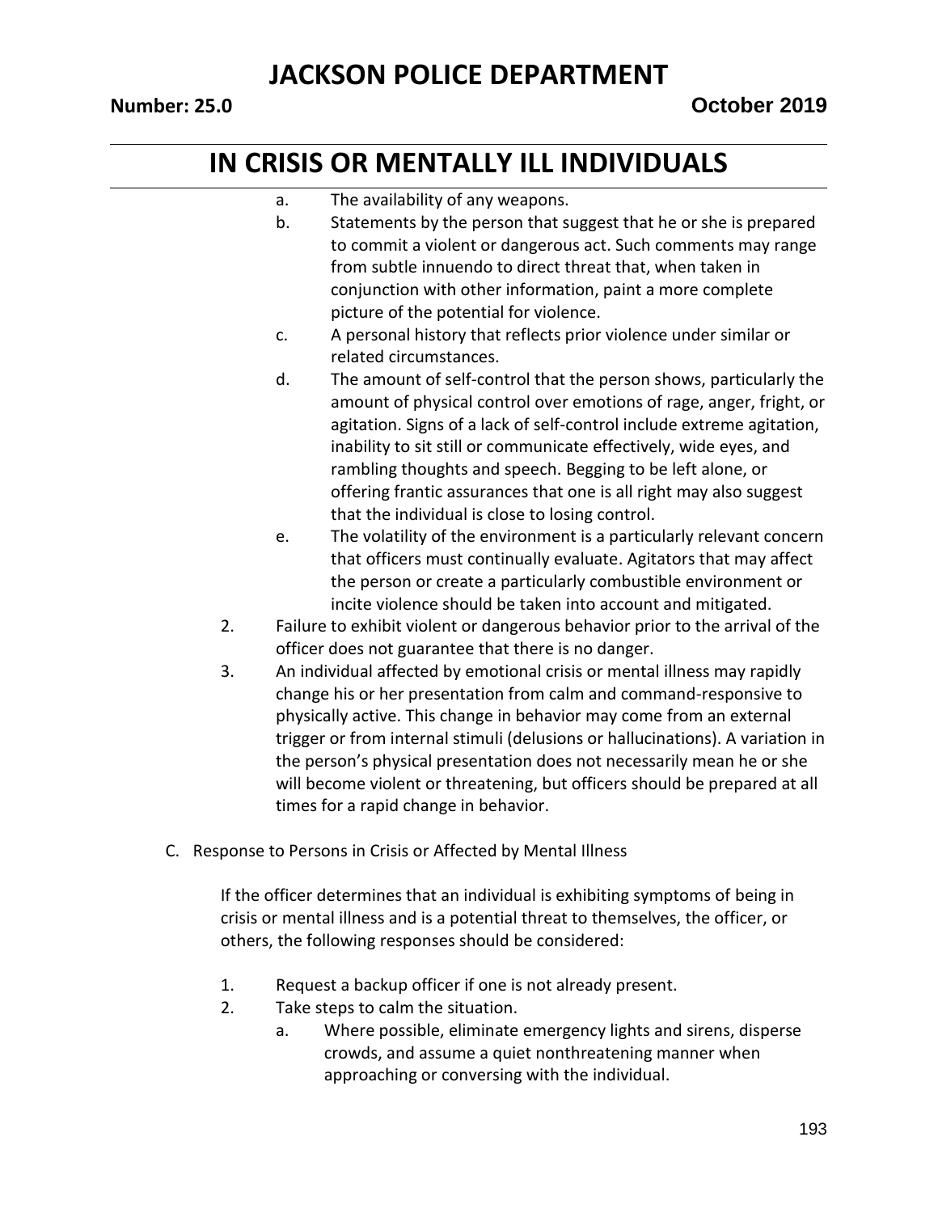a. The availability of any weapons.
b. Statements by the person that suggest that he or she is prepared to commit a violent or dangerous act. Such comments may range from subtle innuendo to direct threat that, when taken in conjunction with other information, paint a more complete picture of the potential for violence.
c. A personal history that reflects prior violence under similar or related circumstances.
d. The amount of self-control that the person shows, particularly the amount of physical control over emotions of rage, anger, fright, or agitation. Signs of a lack of self-control include extreme agitation, inability to sit still or communicate effectively, wide eyes, and rambling thoughts and speech. Begging to be left alone, or offering frantic assurances that one is all right may also suggest that the individual is close to losing control.
e. The volatility of the environment is a particularly relevant concern that officers must continually evaluate. Agitators that may affect the person or create a particularly combustible environment or incite violence should be taken into account and mitigated.

2. Failure to exhibit violent or dangerous behavior prior to the arrival of the officer does not guarantee that there is no danger.
3. An individual affected by emotional crisis or mental illness may rapidly change his or her presentation from calm and command-responsive to physically active. This change in behavior may come from an external trigger or from internal stimuli (delusions or hallucinations). A variation in the person's physical presentation does not necessarily mean he or she will become violent or threatening, but officers should be prepared at all times for a rapid change in behavior.

C. Response to Persons in Crisis or Affected by Mental Illness

If the officer determines that an individual is exhibiting symptoms of being in crisis or mental illness and is a potential threat to themselves, the officer, or others, the following responses should be considered:

1. Request a backup officer if one is not already present.
2. Take steps to calm the situation.
   a. Where possible, eliminate emergency lights and sirens, disperse crowds, and assume a quiet nonthreatening manner when approaching or conversing with the individual.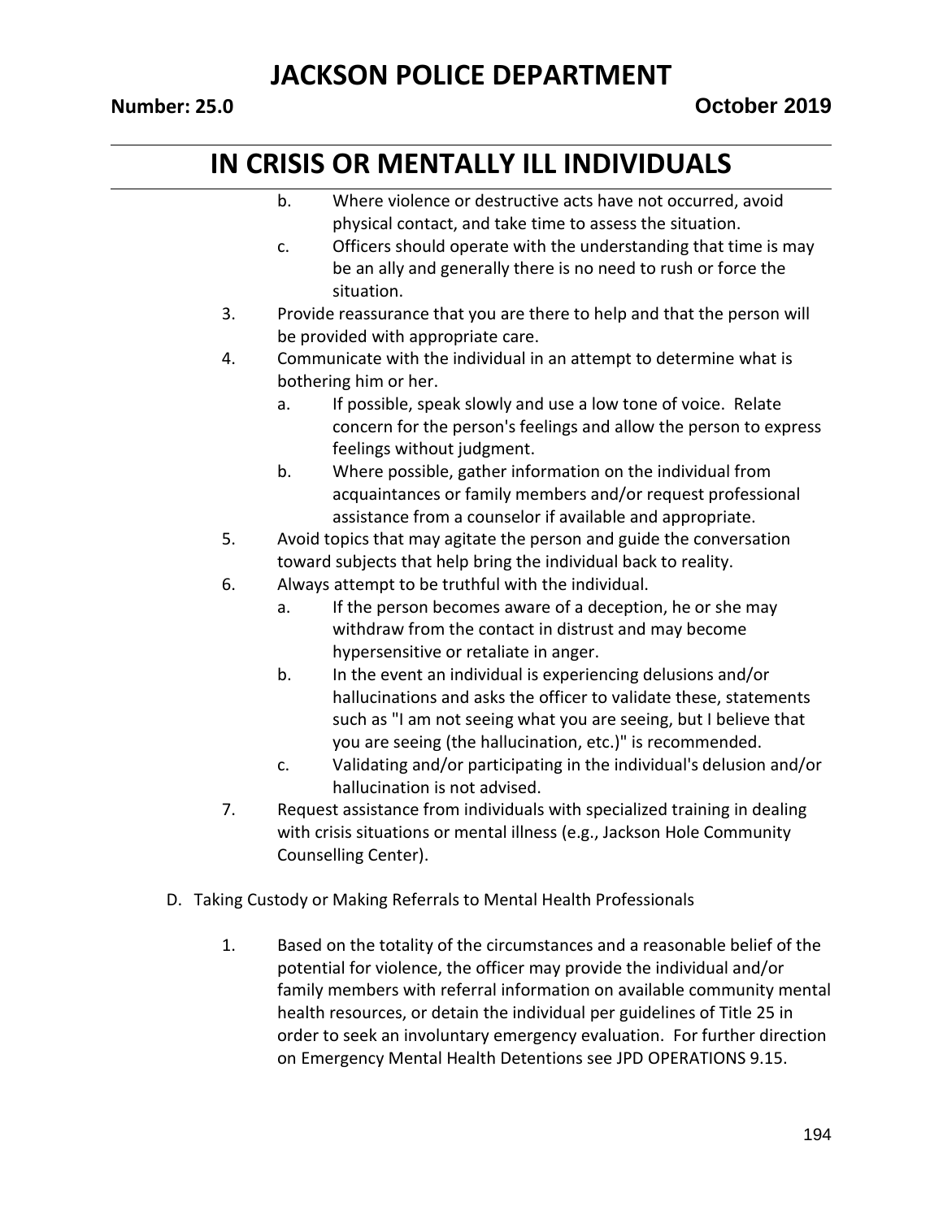b. Where violence or destructive acts have not occurred, avoid physical contact, and take time to assess the situation.

c. Officers should operate with the understanding that time is may be an ally and generally there is no need to rush or force the situation.

3. Provide reassurance that you are there to help and that the person will be provided with appropriate care.

4. Communicate with the individual in an attempt to determine what is bothering him or her.

   a. If possible, speak slowly and use a low tone of voice. Relate concern for the person's feelings and allow the person to express feelings without judgment.

   b. Where possible, gather information on the individual from acquaintances or family members and/or request professional assistance from a counselor if available and appropriate.

5. Avoid topics that may agitate the person and guide the conversation toward subjects that help bring the individual back to reality.

6. Always attempt to be truthful with the individual.

   a. If the person becomes aware of a deception, he or she may withdraw from the contact in distrust and may become hypersensitive or retaliate in anger.

   b. In the event an individual is experiencing delusions and/or hallucinations and asks the officer to validate these, statements such as "I am not seeing what you are seeing, but I believe that you are seeing (the hallucination, etc.)" is recommended.

   c. Validating and/or participating in the individual's delusion and/or hallucination is not advised.

7. Request assistance from individuals with specialized training in dealing with crisis situations or mental illness (e.g., Jackson Hole Community Counselling Center).

D. Taking Custody or Making Referrals to Mental Health Professionals

1. Based on the totality of the circumstances and a reasonable belief of the potential for violence, the officer may provide the individual and/or family members with referral information on available community mental health resources, or detain the individual per guidelines of Title 25 in order to seek an involuntary emergency evaluation. For further direction on Emergency Mental Health Detentions see JPD OPERATIONS 9.15.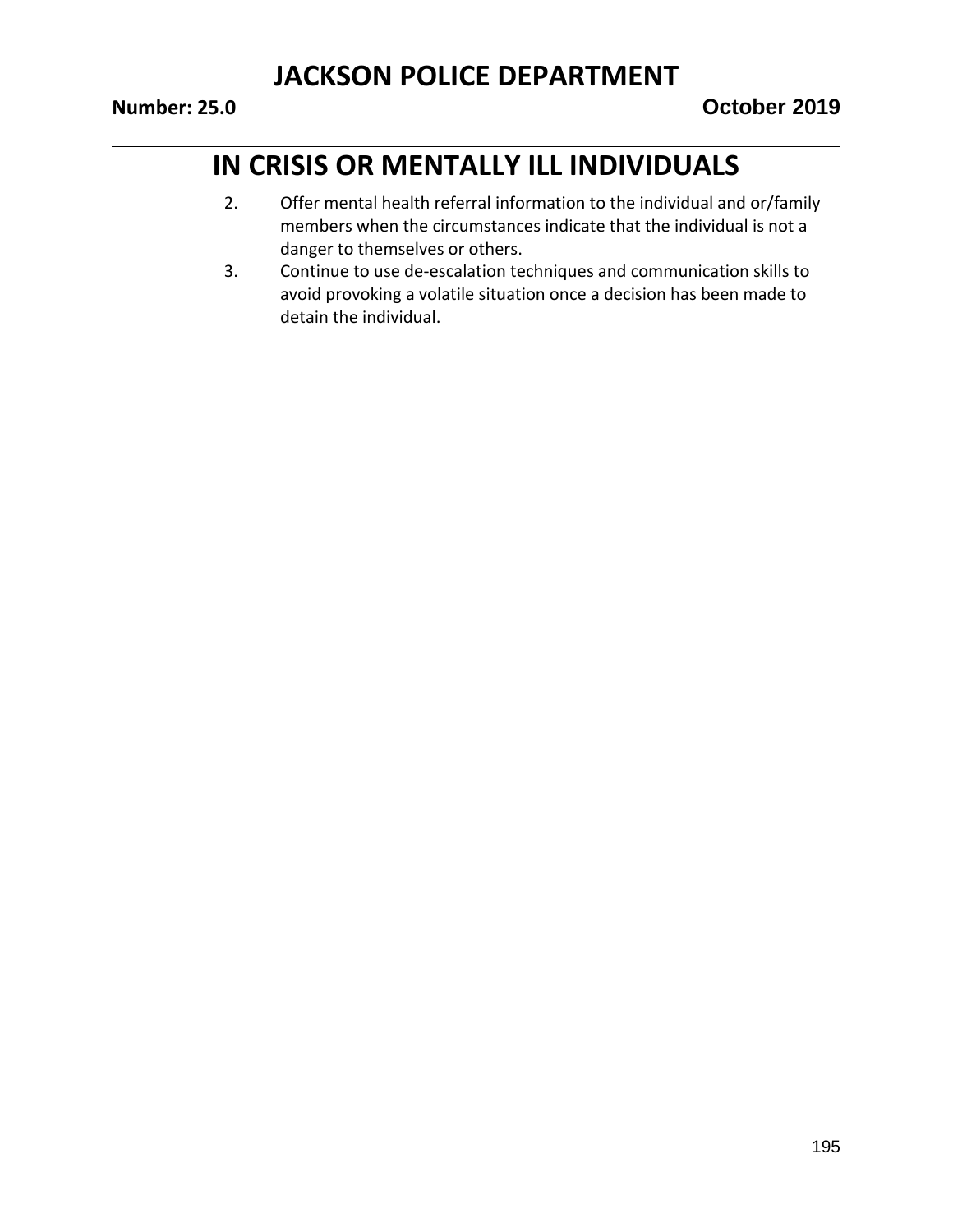2. Offer mental health referral information to the individual and or/family members when the circumstances indicate that the individual is not a danger to themselves or others.
3. Continue to use de-escalation techniques and communication skills to avoid provoking a volatile situation once a decision has been made to detain the individual.